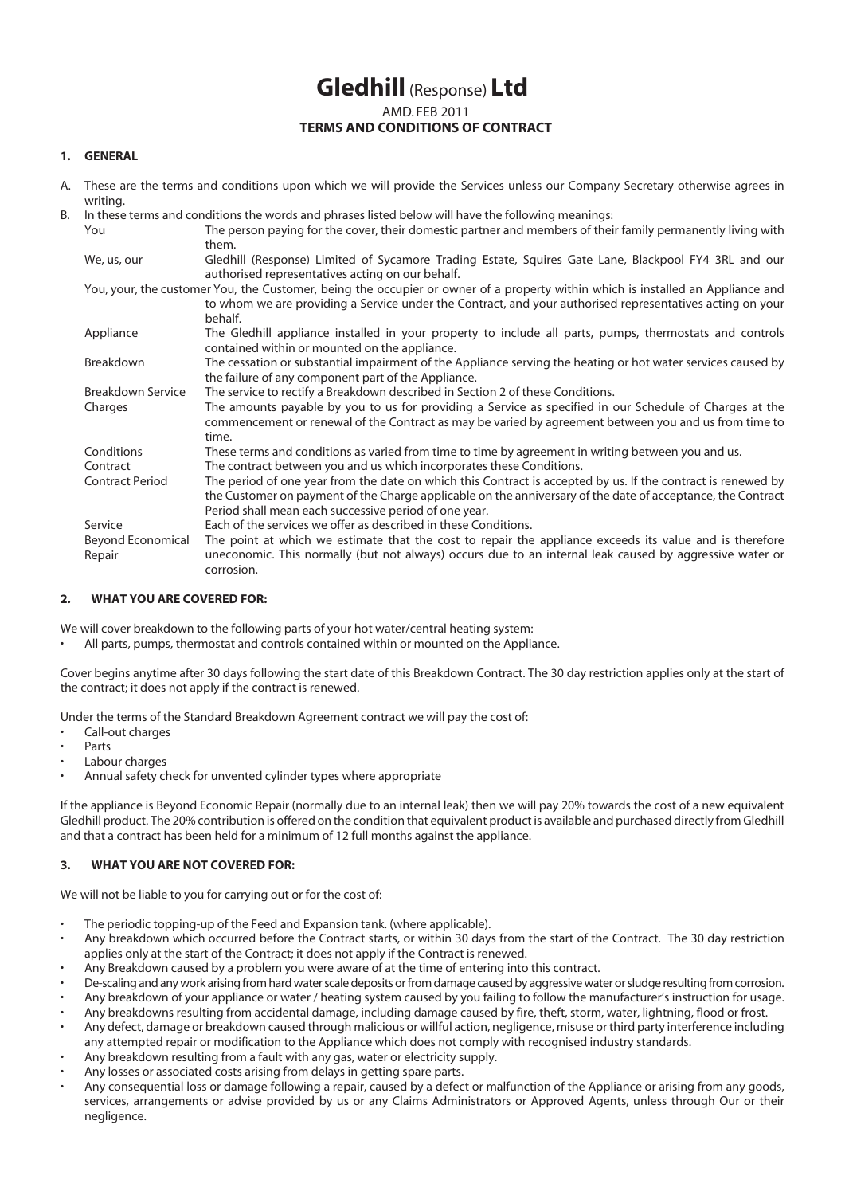# Gledhill (Response) Ltd

AMD. FEB 2011

**TERMS AND CONDITIONS OF CONTRACT**

## 1. GENERAL

A. These are the terms and conditions upon which we will provide the Services unless our Company Secretary otherwise agrees in writing.

B. In these terms and conditions the words and phrases listed below will have the following meanings:

| Term | Meaning |
|---|---|
| You | The person paying for the cover, their domestic partner and members of their family permanently living with them. |
| We, us, our | Gledhill (Response) Limited of Sycamore Trading Estate, Squires Gate Lane, Blackpool FY4 3RL and our authorised representatives acting on our behalf. |
| You, your, the customer | You, the Customer, being the occupier or owner of a property within which is installed an Appliance and to whom we are providing a Service under the Contract, and your authorised representatives acting on your behalf. |
| Appliance | The Gledhill appliance installed in your property to include all parts, pumps, thermostats and controls contained within or mounted on the appliance. |
| Breakdown | The cessation or substantial impairment of the Appliance serving the heating or hot water services caused by the failure of any component part of the Appliance. |
| Breakdown Service | The service to rectify a Breakdown described in Section 2 of these Conditions. |
| Charges | The amounts payable by you to us for providing a Service as specified in our Schedule of Charges at the commencement or renewal of the Contract as may be varied by agreement between you and us from time to time. |
| Conditions | These terms and conditions as varied from time to time by agreement in writing between you and us. |
| Contract | The contract between you and us which incorporates these Conditions. |
| Contract Period | The period of one year from the date on which this Contract is accepted by us. If the contract is renewed by the Customer on payment of the Charge applicable on the anniversary of the date of acceptance, the Contract Period shall mean each successive period of one year. |
| Service | Each of the services we offer as described in these Conditions. |
| Beyond Economical Repair | The point at which we estimate that the cost to repair the appliance exceeds its value and is therefore uneconomic. This normally (but not always) occurs due to an internal leak caused by aggressive water or corrosion. |

## 2. WHAT YOU ARE COVERED FOR:

We will cover breakdown to the following parts of your hot water/central heating system:

- All parts, pumps, thermostat and controls contained within or mounted on the Appliance.

Cover begins anytime after 30 days following the start date of this Breakdown Contract. The 30 day restriction applies only at the start of the contract; it does not apply if the contract is renewed.

Under the terms of the Standard Breakdown Agreement contract we will pay the cost of:

- Call-out charges
- Parts
- Labour charges
- Annual safety check for unvented cylinder types where appropriate

If the appliance is Beyond Economic Repair (normally due to an internal leak) then we will pay 20% towards the cost of a new equivalent Gledhill product. The 20% contribution is offered on the condition that equivalent product is available and purchased directly from Gledhill and that a contract has been held for a minimum of 12 full months against the appliance.

## 3. WHAT YOU ARE NOT COVERED FOR:

We will not be liable to you for carrying out or for the cost of:

- The periodic topping-up of the Feed and Expansion tank. (where applicable).
- Any breakdown which occurred before the Contract starts, or within 30 days from the start of the Contract. The 30 day restriction applies only at the start of the Contract; it does not apply if the Contract is renewed.
- Any Breakdown caused by a problem you were aware of at the time of entering into this contract.
- De-scaling and any work arising from hard water scale deposits or from damage caused by aggressive water or sludge resulting from corrosion.
- Any breakdown of your appliance or water / heating system caused by you failing to follow the manufacturer's instruction for usage.
- Any breakdowns resulting from accidental damage, including damage caused by fire, theft, storm, water, lightning, flood or frost.
- Any defect, damage or breakdown caused through malicious or willful action, negligence, misuse or third party interference including any attempted repair or modification to the Appliance which does not comply with recognised industry standards.
- Any breakdown resulting from a fault with any gas, water or electricity supply.
- Any losses or associated costs arising from delays in getting spare parts.
- Any consequential loss or damage following a repair, caused by a defect or malfunction of the Appliance or arising from any goods, services, arrangements or advise provided by us or any Claims Administrators or Approved Agents, unless through Our or their negligence.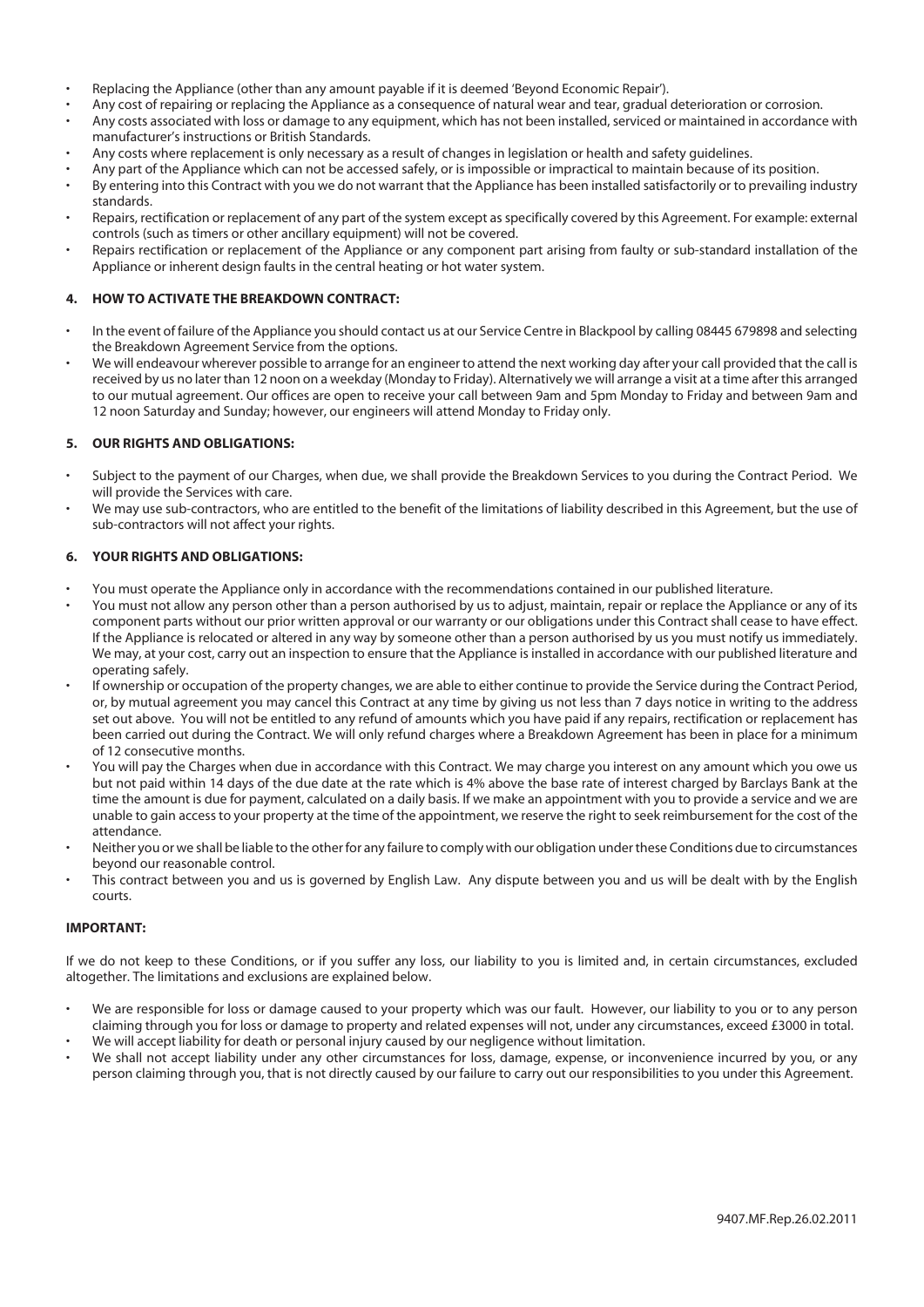- Replacing the Appliance (other than any amount payable if it is deemed 'Beyond Economic Repair').
- Any cost of repairing or replacing the Appliance as a consequence of natural wear and tear, gradual deterioration or corrosion.
- Any costs associated with loss or damage to any equipment, which has not been installed, serviced or maintained in accordance with manufacturer's instructions or British Standards.
- Any costs where replacement is only necessary as a result of changes in legislation or health and safety guidelines.
- Any part of the Appliance which can not be accessed safely, or is impossible or impractical to maintain because of its position.
- By entering into this Contract with you we do not warrant that the Appliance has been installed satisfactorily or to prevailing industry standards.
- Repairs, rectification or replacement of any part of the system except as specifically covered by this Agreement. For example: external controls (such as timers or other ancillary equipment) will not be covered.
- Repairs rectification or replacement of the Appliance or any component part arising from faulty or sub-standard installation of the Appliance or inherent design faults in the central heating or hot water system.

### 4. HOW TO ACTIVATE THE BREAKDOWN CONTRACT:

- In the event of failure of the Appliance you should contact us at our Service Centre in Blackpool by calling 08445 679898 and selecting the Breakdown Agreement Service from the options.
- We will endeavour wherever possible to arrange for an engineer to attend the next working day after your call provided that the call is received by us no later than 12 noon on a weekday (Monday to Friday). Alternatively we will arrange a visit at a time after this arranged to our mutual agreement. Our offices are open to receive your call between 9am and 5pm Monday to Friday and between 9am and 12 noon Saturday and Sunday; however, our engineers will attend Monday to Friday only.

### 5. OUR RIGHTS AND OBLIGATIONS:

- Subject to the payment of our Charges, when due, we shall provide the Breakdown Services to you during the Contract Period. We will provide the Services with care.
- We may use sub-contractors, who are entitled to the benefit of the limitations of liability described in this Agreement, but the use of sub-contractors will not affect your rights.

### 6. YOUR RIGHTS AND OBLIGATIONS:

- You must operate the Appliance only in accordance with the recommendations contained in our published literature.
- You must not allow any person other than a person authorised by us to adjust, maintain, repair or replace the Appliance or any of its component parts without our prior written approval or our warranty or our obligations under this Contract shall cease to have effect. If the Appliance is relocated or altered in any way by someone other than a person authorised by us you must notify us immediately. We may, at your cost, carry out an inspection to ensure that the Appliance is installed in accordance with our published literature and operating safely.
- If ownership or occupation of the property changes, we are able to either continue to provide the Service during the Contract Period, or, by mutual agreement you may cancel this Contract at any time by giving us not less than 7 days notice in writing to the address set out above. You will not be entitled to any refund of amounts which you have paid if any repairs, rectification or replacement has been carried out during the Contract. We will only refund charges where a Breakdown Agreement has been in place for a minimum of 12 consecutive months.
- You will pay the Charges when due in accordance with this Contract. We may charge you interest on any amount which you owe us but not paid within 14 days of the due date at the rate which is 4% above the base rate of interest charged by Barclays Bank at the time the amount is due for payment, calculated on a daily basis. If we make an appointment with you to provide a service and we are unable to gain access to your property at the time of the appointment, we reserve the right to seek reimbursement for the cost of the attendance.
- Neither you or we shall be liable to the other for any failure to comply with our obligation under these Conditions due to circumstances beyond our reasonable control.
- This contract between you and us is governed by English Law. Any dispute between you and us will be dealt with by the English courts.

**IMPORTANT:**

If we do not keep to these Conditions, or if you suffer any loss, our liability to you is limited and, in certain circumstances, excluded altogether. The limitations and exclusions are explained below.

- We are responsible for loss or damage caused to your property which was our fault. However, our liability to you or to any person claiming through you for loss or damage to property and related expenses will not, under any circumstances, exceed £3000 in total.
- We will accept liability for death or personal injury caused by our negligence without limitation.
- We shall not accept liability under any other circumstances for loss, damage, expense, or inconvenience incurred by you, or any person claiming through you, that is not directly caused by our failure to carry out our responsibilities to you under this Agreement.

9407.MF.Rep.26.02.2011